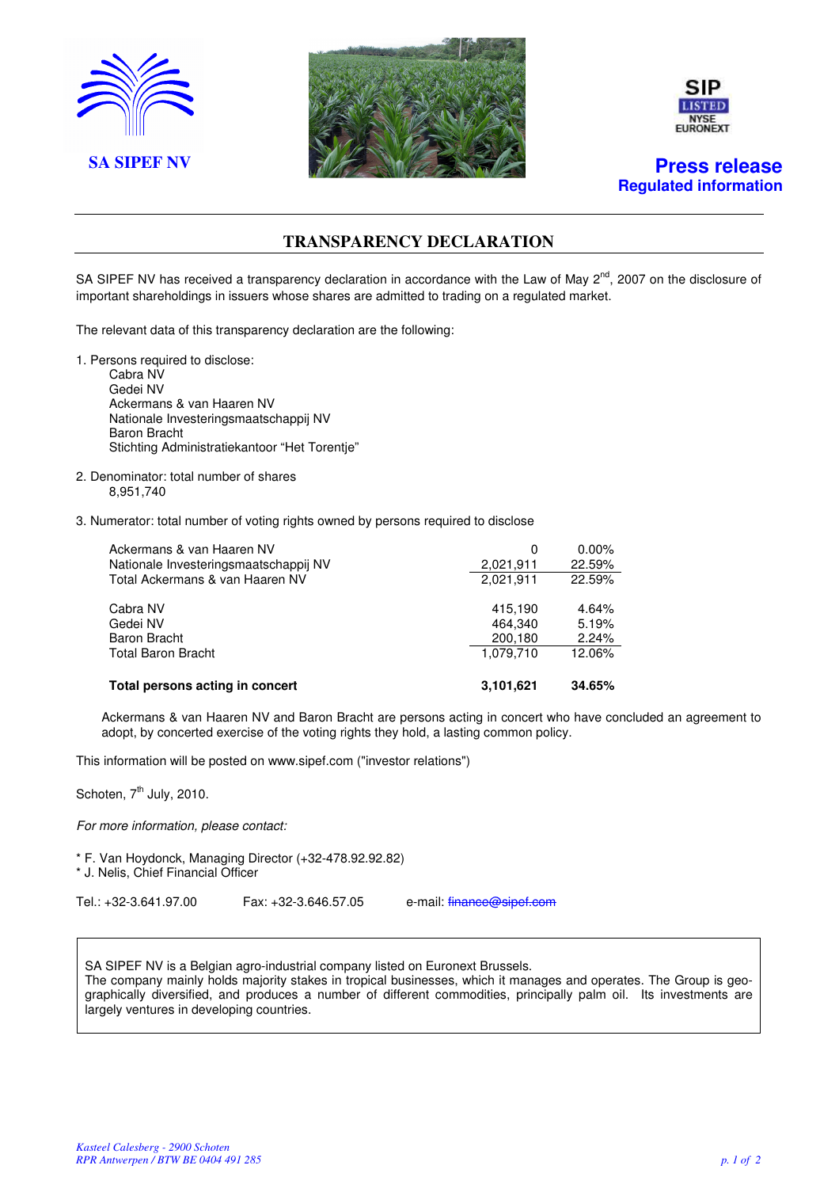SA SIPEF NV

**Press release**
**Regulated information**

# TRANSPARENCY DECLARATION

SA SIPEF NV has received a transparency declaration in accordance with the Law of May 2nd, 2007 on the disclosure of important shareholdings in issuers whose shares are admitted to trading on a regulated market.

The relevant data of this transparency declaration are the following:

1. Persons required to disclose:
   - Cabra NV
   - Gedei NV
   - Ackermans & van Haaren NV
   - Nationale Investeringsmaatschappij NV
   - Baron Bracht
   - Stichting Administratiekantoor "Het Torentje"

2. Denominator: total number of shares
   8,951,740

3. Numerator: total number of voting rights owned by persons required to disclose

| | | |
|---|---|---|
| Ackermans & van Haaren NV | 0 | 0.00% |
| Nationale Investeringsmaatschappij NV | 2,021,911 | 22.59% |
| Total Ackermans & van Haaren NV | 2,021,911 | 22.59% |
| | | |
| Cabra NV | 415,190 | 4.64% |
| Gedei NV | 464,340 | 5.19% |
| Baron Bracht | 200,180 | 2.24% |
| Total Baron Bracht | 1,079,710 | 12.06% |
| | | |
| **Total persons acting in concert** | **3,101,621** | **34.65%** |

Ackermans & van Haaren NV and Baron Bracht are persons acting in concert who have concluded an agreement to adopt, by concerted exercise of the voting rights they hold, a lasting common policy.

This information will be posted on www.sipef.com ("investor relations")

Schoten, 7th July, 2010.

*For more information, please contact:*

* F. Van Hoydonck, Managing Director (+32-478.92.92.82)
* J. Nelis, Chief Financial Officer

Tel.: +32-3.641.97.00 Fax: +32-3.646.57.05 e-mail: finance@sipef.com

SA SIPEF NV is a Belgian agro-industrial company listed on Euronext Brussels.
The company mainly holds majority stakes in tropical businesses, which it manages and operates. The Group is geographically diversified, and produces a number of different commodities, principally palm oil. Its investments are largely ventures in developing countries.

*Kasteel Calesberg - 2900 Schoten*
*RPR Antwerpen / BTW BE 0404 491 285*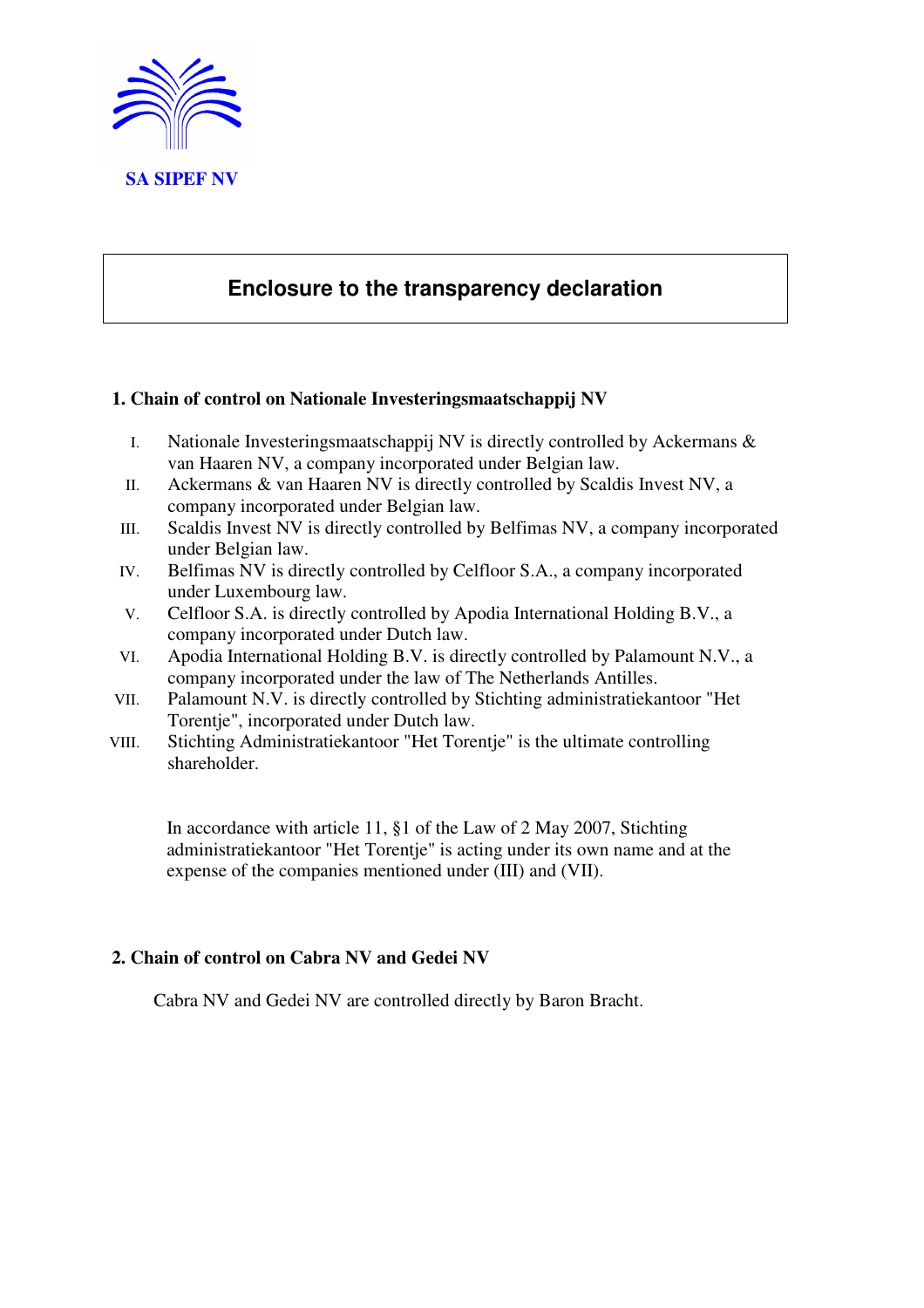SA SIPEF NV

# Enclosure to the transparency declaration

## 1. Chain of control on Nationale Investeringsmaatschappij NV

I. Nationale Investeringsmaatschappij NV is directly controlled by Ackermans & van Haaren NV, a company incorporated under Belgian law.

II. Ackermans & van Haaren NV is directly controlled by Scaldis Invest NV, a company incorporated under Belgian law.

III. Scaldis Invest NV is directly controlled by Belfimas NV, a company incorporated under Belgian law.

IV. Belfimas NV is directly controlled by Celfloor S.A., a company incorporated under Luxembourg law.

V. Celfloor S.A. is directly controlled by Apodia International Holding B.V., a company incorporated under Dutch law.

VI. Apodia International Holding B.V. is directly controlled by Palamount N.V., a company incorporated under the law of The Netherlands Antilles.

VII. Palamount N.V. is directly controlled by Stichting administratiekantoor "Het Torentje", incorporated under Dutch law.

VIII. Stichting Administratiekantoor "Het Torentje" is the ultimate controlling shareholder.

In accordance with article 11, §1 of the Law of 2 May 2007, Stichting administratiekantoor "Het Torentje" is acting under its own name and at the expense of the companies mentioned under (III) and (VII).

## 2. Chain of control on Cabra NV and Gedei NV

Cabra NV and Gedei NV are controlled directly by Baron Bracht.